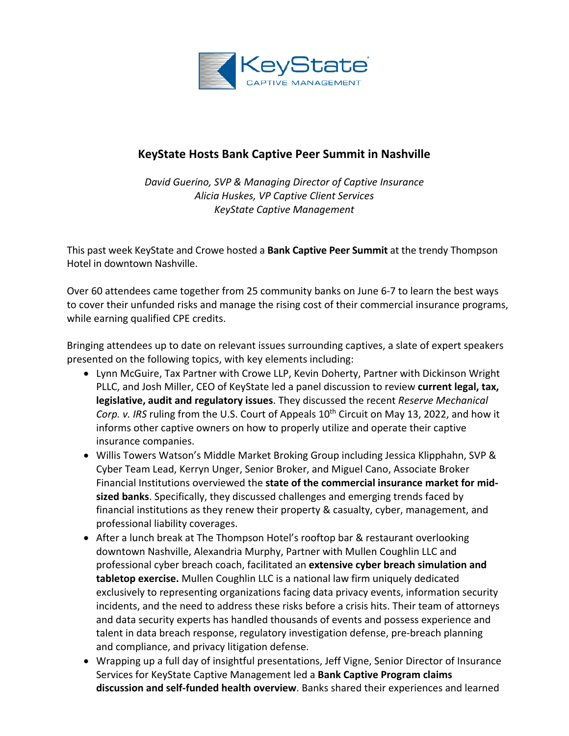# KeyState Hosts Bank Captive Peer Summit in Nashville

*David Guerino, SVP & Managing Director of Captive Insurance*
*Alicia Huskes, VP Captive Client Services*
*KeyState Captive Management*

This past week KeyState and Crowe hosted a **Bank Captive Peer Summit** at the trendy Thompson Hotel in downtown Nashville.

Over 60 attendees came together from 25 community banks on June 6-7 to learn the best ways to cover their unfunded risks and manage the rising cost of their commercial insurance programs, while earning qualified CPE credits.

Bringing attendees up to date on relevant issues surrounding captives, a slate of expert speakers presented on the following topics, with key elements including:

- Lynn McGuire, Tax Partner with Crowe LLP, Kevin Doherty, Partner with Dickinson Wright PLLC, and Josh Miller, CEO of KeyState led a panel discussion to review **current legal, tax, legislative, audit and regulatory issues**. They discussed the recent *Reserve Mechanical Corp. v. IRS* ruling from the U.S. Court of Appeals 10th Circuit on May 13, 2022, and how it informs other captive owners on how to properly utilize and operate their captive insurance companies.
- Willis Towers Watson's Middle Market Broking Group including Jessica Klipphahn, SVP & Cyber Team Lead, Kerryn Unger, Senior Broker, and Miguel Cano, Associate Broker Financial Institutions overviewed the **state of the commercial insurance market for mid-sized banks**. Specifically, they discussed challenges and emerging trends faced by financial institutions as they renew their property & casualty, cyber, management, and professional liability coverages.
- After a lunch break at The Thompson Hotel's rooftop bar & restaurant overlooking downtown Nashville, Alexandria Murphy, Partner with Mullen Coughlin LLC and professional cyber breach coach, facilitated an **extensive cyber breach simulation and tabletop exercise.** Mullen Coughlin LLC is a national law firm uniquely dedicated exclusively to representing organizations facing data privacy events, information security incidents, and the need to address these risks before a crisis hits. Their team of attorneys and data security experts has handled thousands of events and possess experience and talent in data breach response, regulatory investigation defense, pre-breach planning and compliance, and privacy litigation defense.
- Wrapping up a full day of insightful presentations, Jeff Vigne, Senior Director of Insurance Services for KeyState Captive Management led a **Bank Captive Program claims discussion and self-funded health overview**. Banks shared their experiences and learned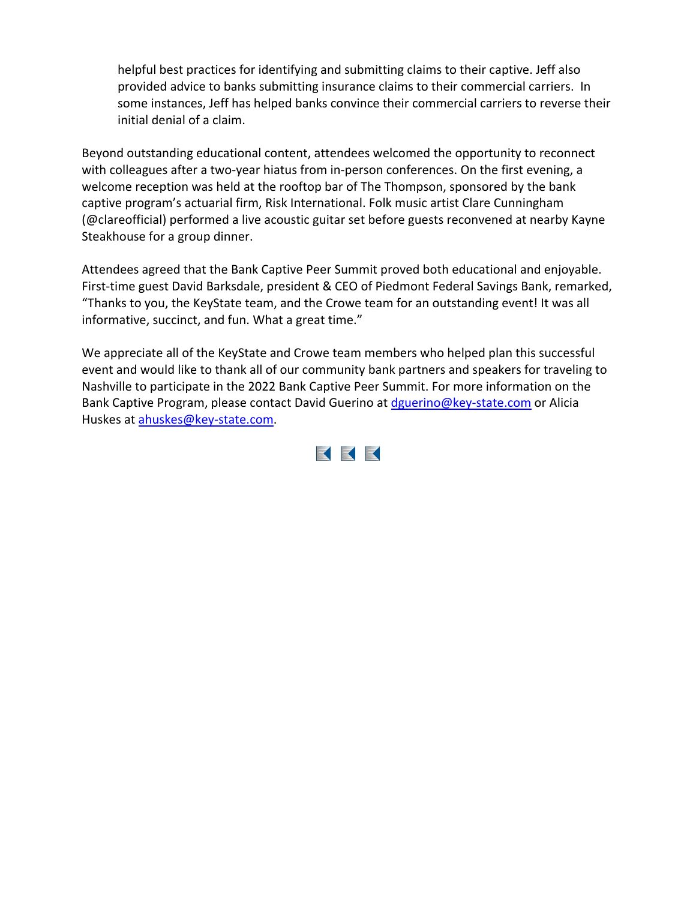helpful best practices for identifying and submitting claims to their captive. Jeff also provided advice to banks submitting insurance claims to their commercial carriers. In some instances, Jeff has helped banks convince their commercial carriers to reverse their initial denial of a claim.

Beyond outstanding educational content, attendees welcomed the opportunity to reconnect with colleagues after a two-year hiatus from in-person conferences. On the first evening, a welcome reception was held at the rooftop bar of The Thompson, sponsored by the bank captive program's actuarial firm, Risk International. Folk music artist Clare Cunningham (@clareofficial) performed a live acoustic guitar set before guests reconvened at nearby Kayne Steakhouse for a group dinner.

Attendees agreed that the Bank Captive Peer Summit proved both educational and enjoyable. First-time guest David Barksdale, president & CEO of Piedmont Federal Savings Bank, remarked, "Thanks to you, the KeyState team, and the Crowe team for an outstanding event! It was all informative, succinct, and fun. What a great time."

We appreciate all of the KeyState and Crowe team members who helped plan this successful event and would like to thank all of our community bank partners and speakers for traveling to Nashville to participate in the 2022 Bank Captive Peer Summit. For more information on the Bank Captive Program, please contact David Guerino at dguerino@key-state.com or Alicia Huskes at ahuskes@key-state.com.